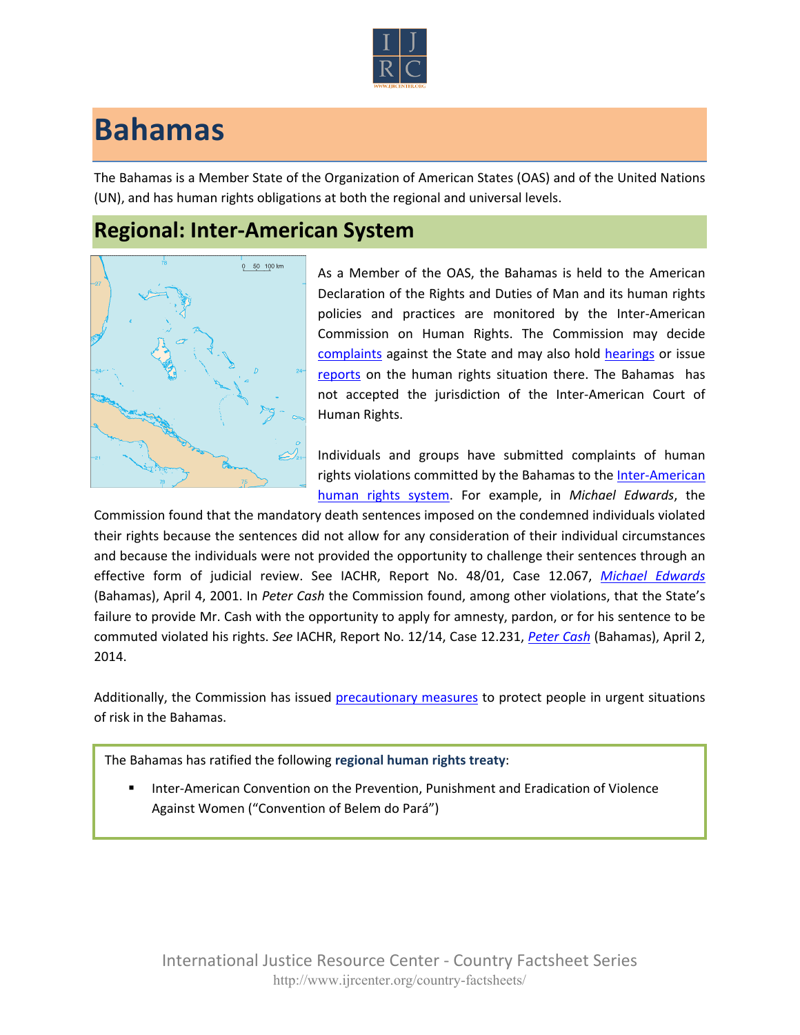# Bahamas

The Bahamas is a Member State of the Organization of American States (OAS) and of the United Nations (UN), and has human rights obligations at both the regional and universal levels.

## Regional: Inter-American System

As a Member of the OAS, the Bahamas is held to the American Declaration of the Rights and Duties of Man and its human rights policies and practices are monitored by the Inter-American Commission on Human Rights. The Commission may decide complaints against the State and may also hold hearings or issue reports on the human rights situation there. The Bahamas has not accepted the jurisdiction of the Inter-American Court of Human Rights.

Individuals and groups have submitted complaints of human rights violations committed by the Bahamas to the Inter-American human rights system. For example, in *Michael Edwards*, the Commission found that the mandatory death sentences imposed on the condemned individuals violated their rights because the sentences did not allow for any consideration of their individual circumstances and because the individuals were not provided the opportunity to challenge their sentences through an effective form of judicial review. See IACHR, Report No. 48/01, Case 12.067, *Michael Edwards* (Bahamas), April 4, 2001. In *Peter Cash* the Commission found, among other violations, that the State's failure to provide Mr. Cash with the opportunity to apply for amnesty, pardon, or for his sentence to be commuted violated his rights. *See* IACHR, Report No. 12/14, Case 12.231, *Peter Cash* (Bahamas), April 2, 2014.

Additionally, the Commission has issued precautionary measures to protect people in urgent situations of risk in the Bahamas.

The Bahamas has ratified the following **regional human rights treaty**:

- Inter-American Convention on the Prevention, Punishment and Eradication of Violence Against Women ("Convention of Belem do Pará")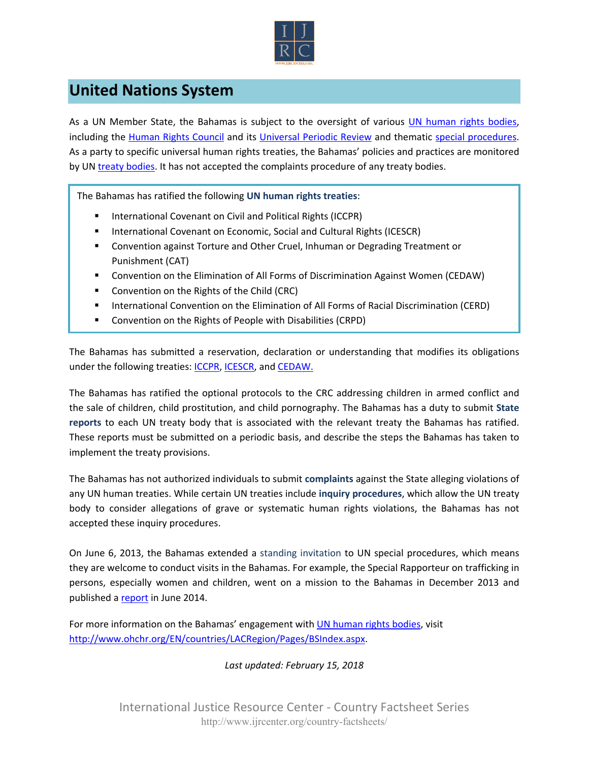## United Nations System

As a UN Member State, the Bahamas is subject to the oversight of various UN human rights bodies, including the Human Rights Council and its Universal Periodic Review and thematic special procedures. As a party to specific universal human rights treaties, the Bahamas' policies and practices are monitored by UN treaty bodies. It has not accepted the complaints procedure of any treaty bodies.

The Bahamas has ratified the following **UN human rights treaties**:

- International Covenant on Civil and Political Rights (ICCPR)
- International Covenant on Economic, Social and Cultural Rights (ICESCR)
- Convention against Torture and Other Cruel, Inhuman or Degrading Treatment or Punishment (CAT)
- Convention on the Elimination of All Forms of Discrimination Against Women (CEDAW)
- Convention on the Rights of the Child (CRC)
- International Convention on the Elimination of All Forms of Racial Discrimination (CERD)
- Convention on the Rights of People with Disabilities (CRPD)

The Bahamas has submitted a reservation, declaration or understanding that modifies its obligations under the following treaties: ICCPR, ICESCR, and CEDAW.

The Bahamas has ratified the optional protocols to the CRC addressing children in armed conflict and the sale of children, child prostitution, and child pornography. The Bahamas has a duty to submit **State reports** to each UN treaty body that is associated with the relevant treaty the Bahamas has ratified. These reports must be submitted on a periodic basis, and describe the steps the Bahamas has taken to implement the treaty provisions.

The Bahamas has not authorized individuals to submit **complaints** against the State alleging violations of any UN human treaties. While certain UN treaties include **inquiry procedures**, which allow the UN treaty body to consider allegations of grave or systematic human rights violations, the Bahamas has not accepted these inquiry procedures.

On June 6, 2013, the Bahamas extended a standing invitation to UN special procedures, which means they are welcome to conduct visits in the Bahamas. For example, the Special Rapporteur on trafficking in persons, especially women and children, went on a mission to the Bahamas in December 2013 and published a report in June 2014.

For more information on the Bahamas' engagement with UN human rights bodies, visit http://www.ohchr.org/EN/countries/LACRegion/Pages/BSIndex.aspx.

*Last updated: February 15, 2018*